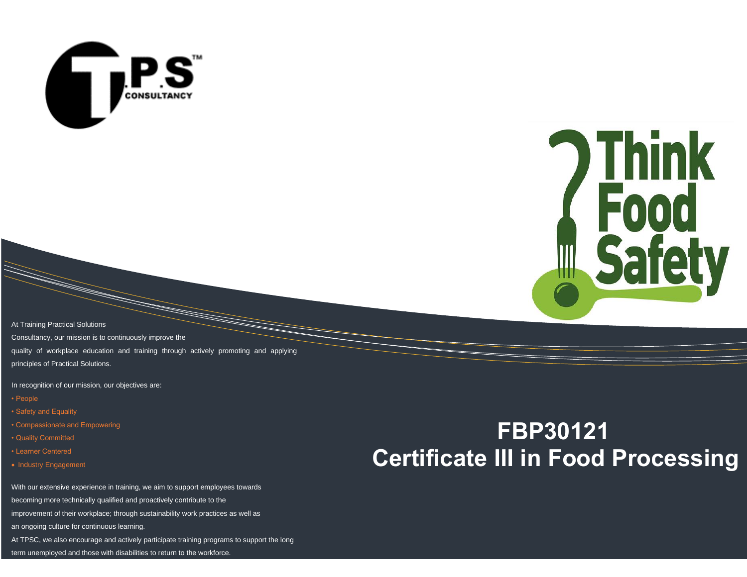# FBP30121 Certificate III in Food Processing

At Training Practical Solutions Consultancy, our mission is to continuously improve the quality of workplace education and training through actively promoting and applying principles of Practical Solutions.

In recognition of our mission, our objectives are:

- People
- Safety and Equality
- Compassionate and Empowering
- Quality Committed
- Learner Centered
- Industry Engagement

With our extensive experience in training, we aim to support employees towards becoming more technically qualified and proactively contribute to the improvement of their workplace; through sustainability work practices as well as an ongoing culture for continuous learning.

At TPSC, we also encourage and actively participate training programs to support the long term unemployed and those with disabilities to return to the workforce.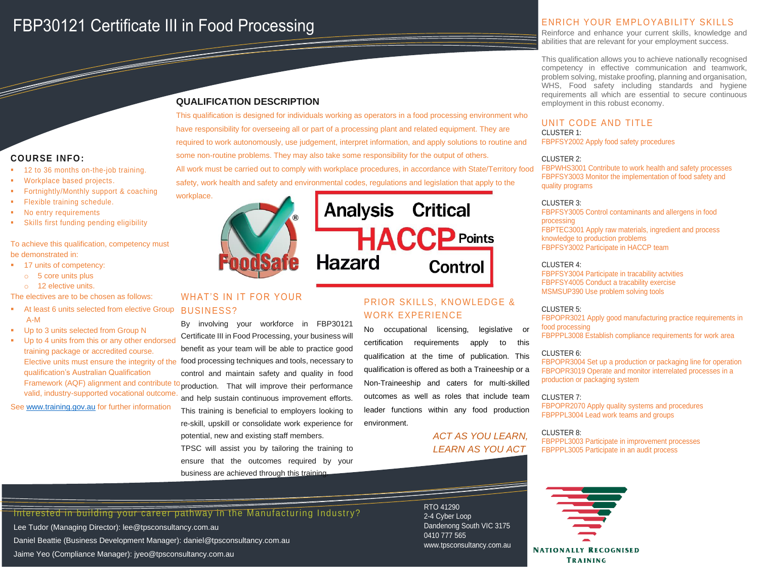# FBP30121 Certificate III in Food Processing

## QUALIFICATION DESCRIPTION

This qualification is designed for individuals working as operators in a food processing environment who have responsibility for overseeing all or part of a processing plant and related equipment. They are required to work autonomously, use judgement, interpret information, and apply solutions to routine and some non-routine problems. They may also take some responsibility for the output of others.

All work must be carried out to comply with workplace procedures, in accordance with State/Territory food safety, work health and safety and environmental codes, regulations and legislation that apply to the workplace.

## COURSE INFO:

- 12 to 36 months on-the-job training.
- Workplace based projects.
- Fortnightly/Monthly support & coaching
- Flexible training schedule.
- No entry requirements
- Skills first funding pending eligibility

To achieve this qualification, competency must be demonstrated in:

- 17 units of competency:
  - 5 core units plus
  - 12 elective units.

The electives are to be chosen as follows:

- At least 6 units selected from elective Group A-M
- Up to 3 units selected from Group N
- Up to 4 units from this or any other endorsed training package or accredited course. Elective units must ensure the integrity of the qualification's Australian Qualification Framework (AQF) alignment and contribute to valid, industry-supported vocational outcome.

See www.training.gov.au for further information

FoodSafe®

Analysis Critical HACCP Points Hazard Control

## WHAT'S IN IT FOR YOUR BUSINESS?

By involving your workforce in FBP30121 Certificate III in Food Processing, your business will benefit as your team will be able to practice good food processing techniques and tools, necessary to control and maintain safety and quality in food production. That will improve their performance and help sustain continuous improvement efforts. This training is beneficial to employers looking to re-skill, upskill or consolidate work experience for potential, new and existing staff members.

TPSC will assist you by tailoring the training to ensure that the outcomes required by your business are achieved through this training.

## PRIOR SKILLS, KNOWLEDGE & WORK EXPERIENCE

No occupational licensing, legislative or certification requirements apply to this qualification at the time of publication. This qualification is offered as both a Traineeship or a Non-Traineeship and caters for multi-skilled outcomes as well as roles that include team leader functions within any food production environment.

*ACT AS YOU LEARN, LEARN AS YOU ACT*

## ENRICH YOUR EMPLOYABILITY SKILLS

Reinforce and enhance your current skills, knowledge and abilities that are relevant for your employment success.

This qualification allows you to achieve nationally recognised competency in effective communication and teamwork, problem solving, mistake proofing, planning and organisation, WHS, Food safety including standards and hygiene requirements all which are essential to secure continuous employment in this robust economy.

## UNIT CODE AND TITLE

CLUSTER 1:
FBPFSY2002 Apply food safety procedures

CLUSTER 2:
FBPWHS3001 Contribute to work health and safety processes
FBPFSY3003 Monitor the implementation of food safety and quality programs

CLUSTER 3:
FBPFSY3005 Control contaminants and allergens in food processing
FBPTEC3001 Apply raw materials, ingredient and process knowledge to production problems
FBPFSY3002 Participate in HACCP team

CLUSTER 4:
FBPFSY3004 Participate in tracability actvities
FBPFSY4005 Conduct a tracability exercise
MSMSUP390 Use problem solving tools

CLUSTER 5:
FBPOPR3021 Apply good manufacturing practice requirements in food processing
FBPPPL3008 Establish compliance requirements for work area

CLUSTER 6:
FBPOPR3004 Set up a production or packaging line for operation
FBPOPR3019 Operate and monitor interrelated processes in a production or packaging system

CLUSTER 7:
FBPOPR2070 Apply quality systems and procedures
FBPPPL3004 Lead work teams and groups

CLUSTER 8:
FBPPPL3003 Participate in improvement processes
FBPPPL3005 Participate in an audit process

Interested in building your career pathway in the Manufacturing Industry?

Lee Tudor (Managing Director): lee@tpsconsultancy.com.au

Daniel Beattie (Business Development Manager): daniel@tpsconsultancy.com.au

Jaime Yeo (Compliance Manager): jyeo@tpsconsultancy.com.au

RTO 41290
2-4 Cyber Loop
Dandenong South VIC 3175
0410 777 565
www.tpsconsultancy.com.au

NATIONALLY RECOGNISED TRAINING